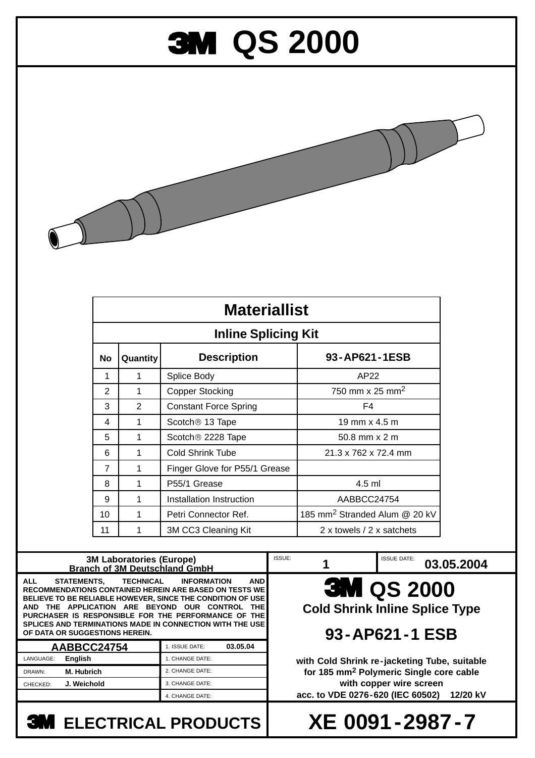# 3M QS 2000

| Materiallist | | | |
|---|---|---|---|
| **Inline Splicing Kit** | | | |
| **No** | **Quantity** | **Description** | **93-AP621-1ESB** |
| 1 | 1 | Splice Body | AP22 |
| 2 | 1 | Copper Stocking | 750 mm x 25 mm$^2$ |
| 3 | 2 | Constant Force Spring | F4 |
| 4 | 1 | Scotch® 13 Tape | 19 mm x 4.5 m |
| 5 | 1 | Scotch® 2228 Tape | 50.8 mm x 2 m |
| 6 | 1 | Cold Shrink Tube | 21.3 x 762 x 72.4 mm |
| 7 | 1 | Finger Glove for P55/1 Grease | |
| 8 | 1 | P55/1 Grease | 4.5 ml |
| 9 | 1 | Installation Instruction | AABBCC24754 |
| 10 | 1 | Petri Connector Ref. | 185 mm$^2$ Stranded Alum @ 20 kV |
| 11 | 1 | 3M CC3 Cleaning Kit | 2 x towels / 2 x satchets |

**3M Laboratories (Europe)**
**Branch of 3M Deutschland GmbH**

ISSUE: **1** | ISSUE DATE: **03.05.2004**

**ALL STATEMENTS, TECHNICAL INFORMATION AND RECOMMENDATIONS CONTAINED HEREIN ARE BASED ON TESTS WE BELIEVE TO BE RELIABLE HOWEVER, SINCE THE CONDITION OF USE AND THE APPLICATION ARE BEYOND OUR CONTROL THE PURCHASER IS RESPONSIBLE FOR THE PERFORMANCE OF THE SPLICES AND TERMINATIONS MADE IN CONNECTION WITH THE USE OF DATA OR SUGGESTIONS HEREIN.**

| **AABBCC24754** | 1. ISSUE DATE: **03.05.04** |
|---|---|
| LANGUAGE: **English** | 1. CHANGE DATE: |
| DRAWN: **M. Hubrich** | 2. CHANGE DATE: |
| CHECKED: **J. Weichold** | 3. CHANGE DATE: |
| | 4. CHANGE DATE: |

## 3M QS 2000

**Cold Shrink Inline Splice Type**

## 93-AP621-1 ESB

**with Cold Shrink re-jacketing Tube, suitable for 185 mm$^2$ Polymeric Single core cable with copper wire screen acc. to VDE 0276-620 (IEC 60502) 12/20 kV**

**3M ELECTRICAL PRODUCTS**

# XE 0091-2987-7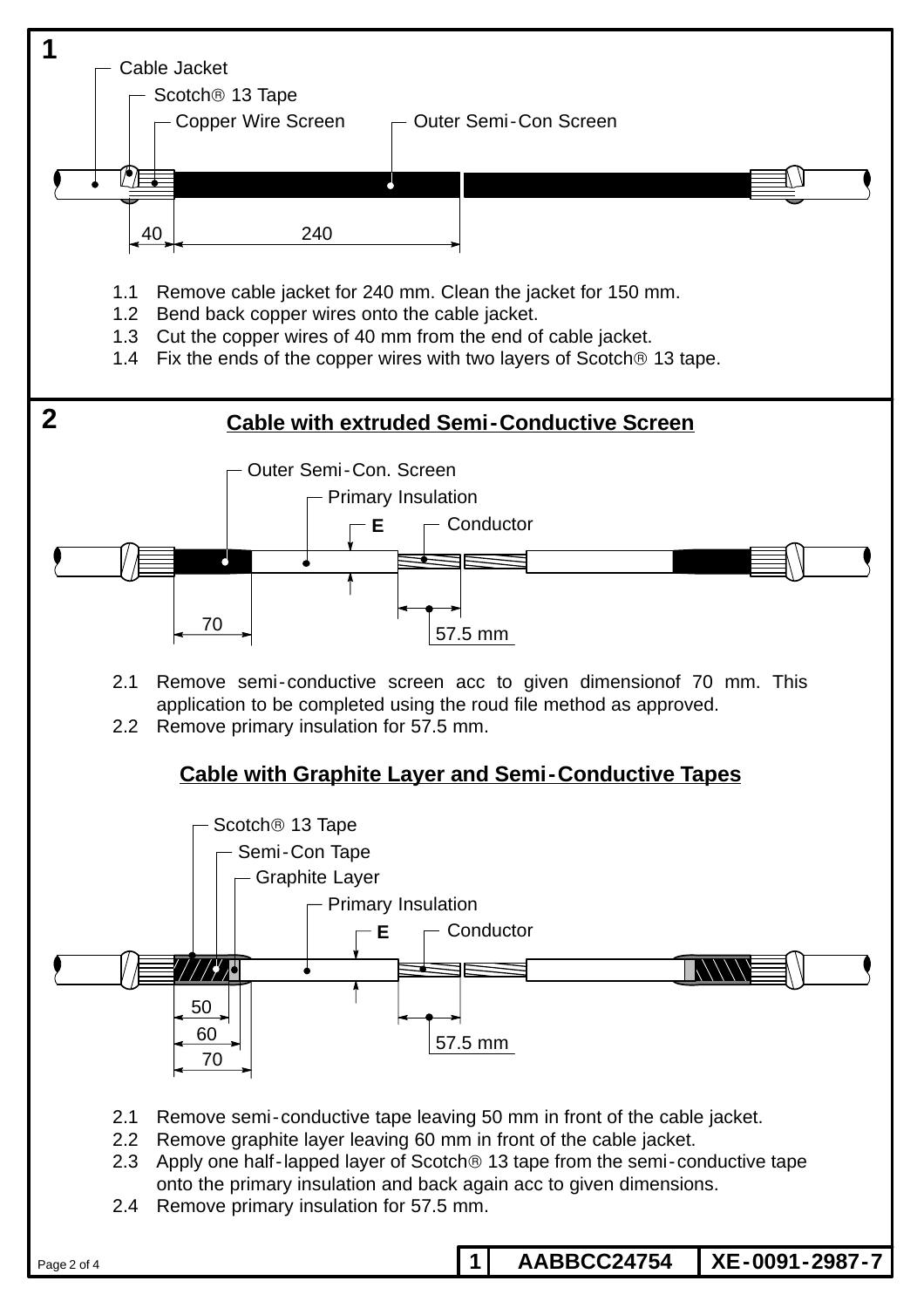## 1

Cable Jacket

Scotch® 13 Tape

Copper Wire Screen

Outer Semi-Con Screen

40 240

1.1 Remove cable jacket for 240 mm. Clean the jacket for 150 mm.
1.2 Bend back copper wires onto the cable jacket.
1.3 Cut the copper wires of 40 mm from the end of cable jacket.
1.4 Fix the ends of the copper wires with two layers of Scotch® 13 tape.

## 2

### Cable with extruded Semi-Conductive Screen

Outer Semi-Con. Screen

Primary Insulation

E

Conductor

70

57.5 mm

2.1 Remove semi-conductive screen acc to given dimensionof 70 mm. This application to be completed using the roud file method as approved.
2.2 Remove primary insulation for 57.5 mm.

### Cable with Graphite Layer and Semi-Conductive Tapes

Scotch® 13 Tape

Semi-Con Tape

Graphite Layer

Primary Insulation

E

Conductor

50

60

70

57.5 mm

2.1 Remove semi-conductive tape leaving 50 mm in front of the cable jacket.
2.2 Remove graphite layer leaving 60 mm in front of the cable jacket.
2.3 Apply one half-lapped layer of Scotch® 13 tape from the semi-conductive tape onto the primary insulation and back again acc to given dimensions.
2.4 Remove primary insulation for 57.5 mm.

| 1 | AABBCC24754 | XE-0091-2987-7 |
|---|---|---|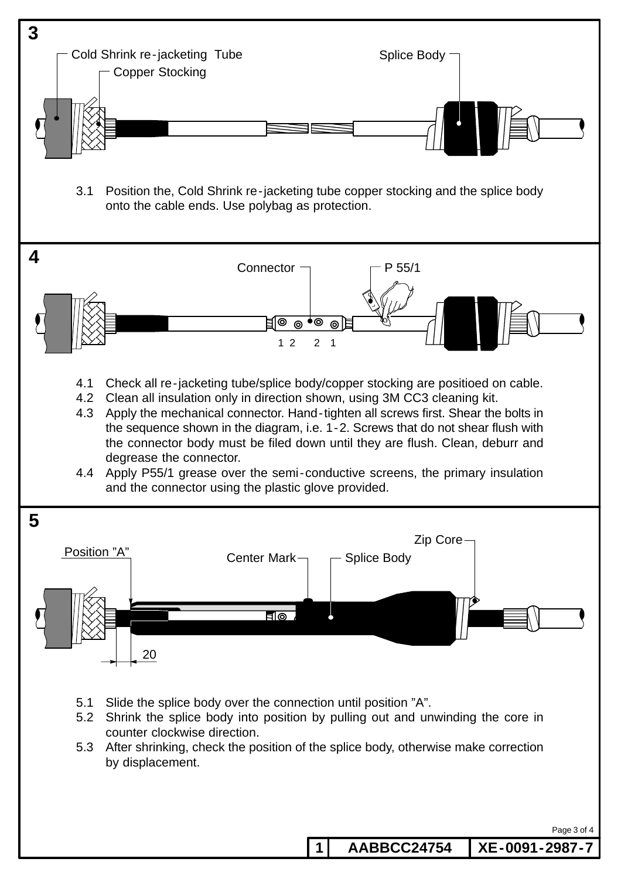## 3

Cold Shrink re-jacketing Tube

Copper Stocking

Splice Body

3.1 Position the, Cold Shrink re-jacketing tube copper stocking and the splice body onto the cable ends. Use polybag as protection.

## 4

Connector

P 55/1

1 2 2 1

4.1 Check all re-jacketing tube/splice body/copper stocking are positioed on cable.
4.2 Clean all insulation only in direction shown, using 3M CC3 cleaning kit.
4.3 Apply the mechanical connector. Hand-tighten all screws first. Shear the bolts in the sequence shown in the diagram, i.e. 1-2. Screws that do not shear flush with the connector body must be filed down until they are flush. Clean, deburr and degrease the connector.
4.4 Apply P55/1 grease over the semi-conductive screens, the primary insulation and the connector using the plastic glove provided.

## 5

Position "A"

Center Mark

Splice Body

Zip Core

20

5.1 Slide the splice body over the connection until position "A".
5.2 Shrink the splice body into position by pulling out and unwinding the core in counter clockwise direction.
5.3 After shrinking, check the position of the splice body, otherwise make correction by displacement.

| 1 | AABBCC24754 | XE-0091-2987-7 |
|---|---|---|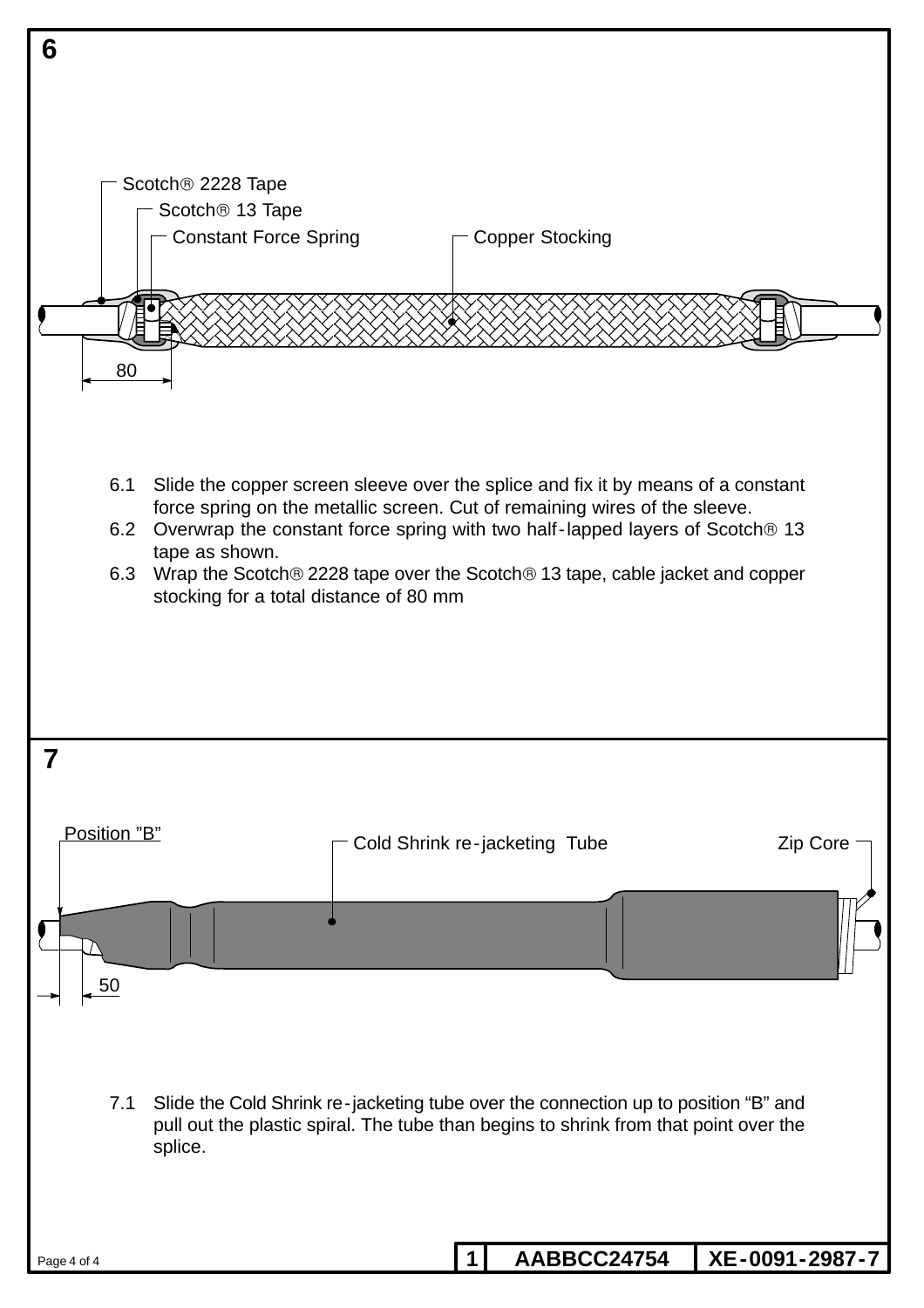## 6

Scotch® 2228 Tape

Scotch® 13 Tape

Constant Force Spring

Copper Stocking

80

6.1 Slide the copper screen sleeve over the splice and fix it by means of a constant force spring on the metallic screen. Cut of remaining wires of the sleeve.

6.2 Overwrap the constant force spring with two half-lapped layers of Scotch® 13 tape as shown.

6.3 Wrap the Scotch® 2228 tape over the Scotch® 13 tape, cable jacket and copper stocking for a total distance of 80 mm

## 7

Position "B"

Cold Shrink re-jacketing Tube

Zip Core

50

7.1 Slide the Cold Shrink re-jacketing tube over the connection up to position "B" and pull out the plastic spiral. The tube than begins to shrink from that point over the splice.

| 1 | AABBCC24754 | XE-0091-2987-7 |
|---|---|---|